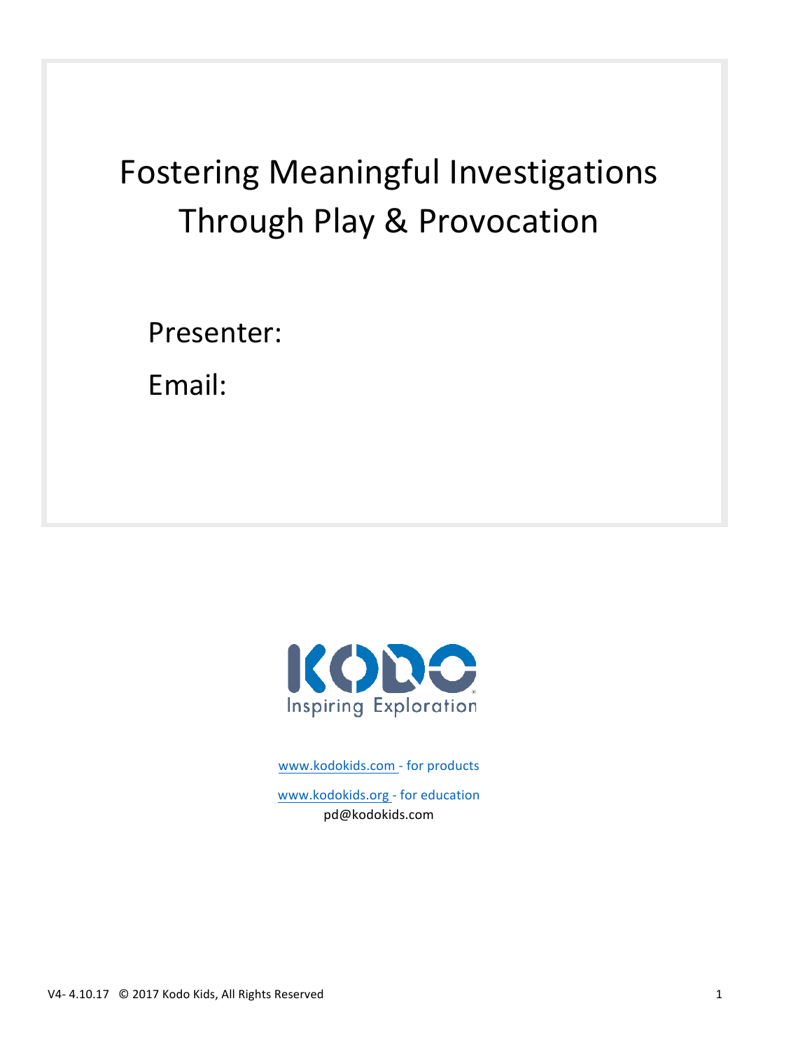# Fostering Meaningful Investigations Through Play & Provocation

Presenter:

Email:

KODO
Inspiring Exploration

www.kodokids.com - for products

www.kodokids.org - for education

pd@kodokids.com

V4- 4.10.17 © 2017 Kodo Kids, All Rights Reserved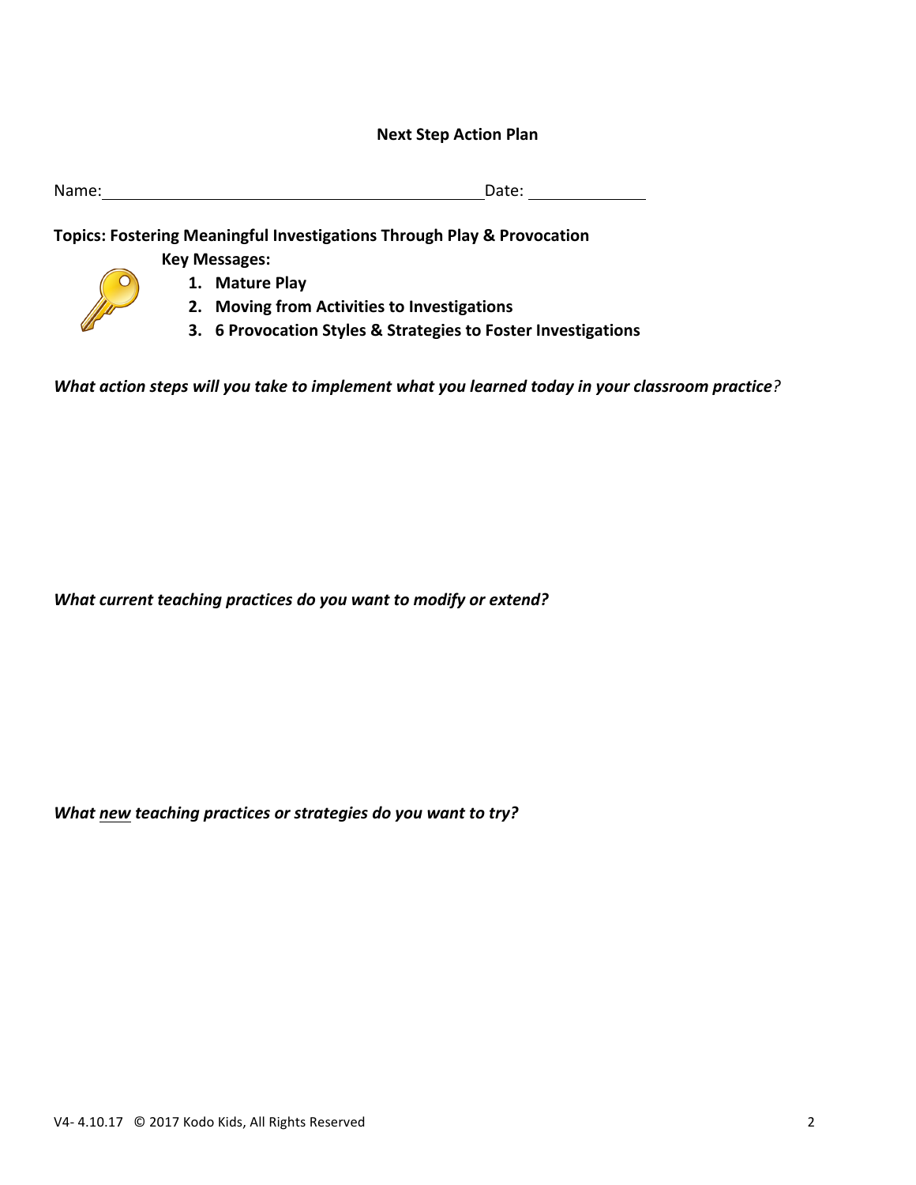## Next Step Action Plan

Name: ______________________________ Date: ____________

**Topics: Fostering Meaningful Investigations Through Play & Provocation**

**Key Messages:**

1. **Mature Play**
2. **Moving from Activities to Investigations**
3. **6 Provocation Styles & Strategies to Foster Investigations**

***What action steps will you take to implement what you learned today in your classroom practice?***

***What current teaching practices do you want to modify or extend?***

***What <u>new</u> teaching practices or strategies do you want to try?***

V4- 4.10.17 © 2017 Kodo Kids, All Rights Reserved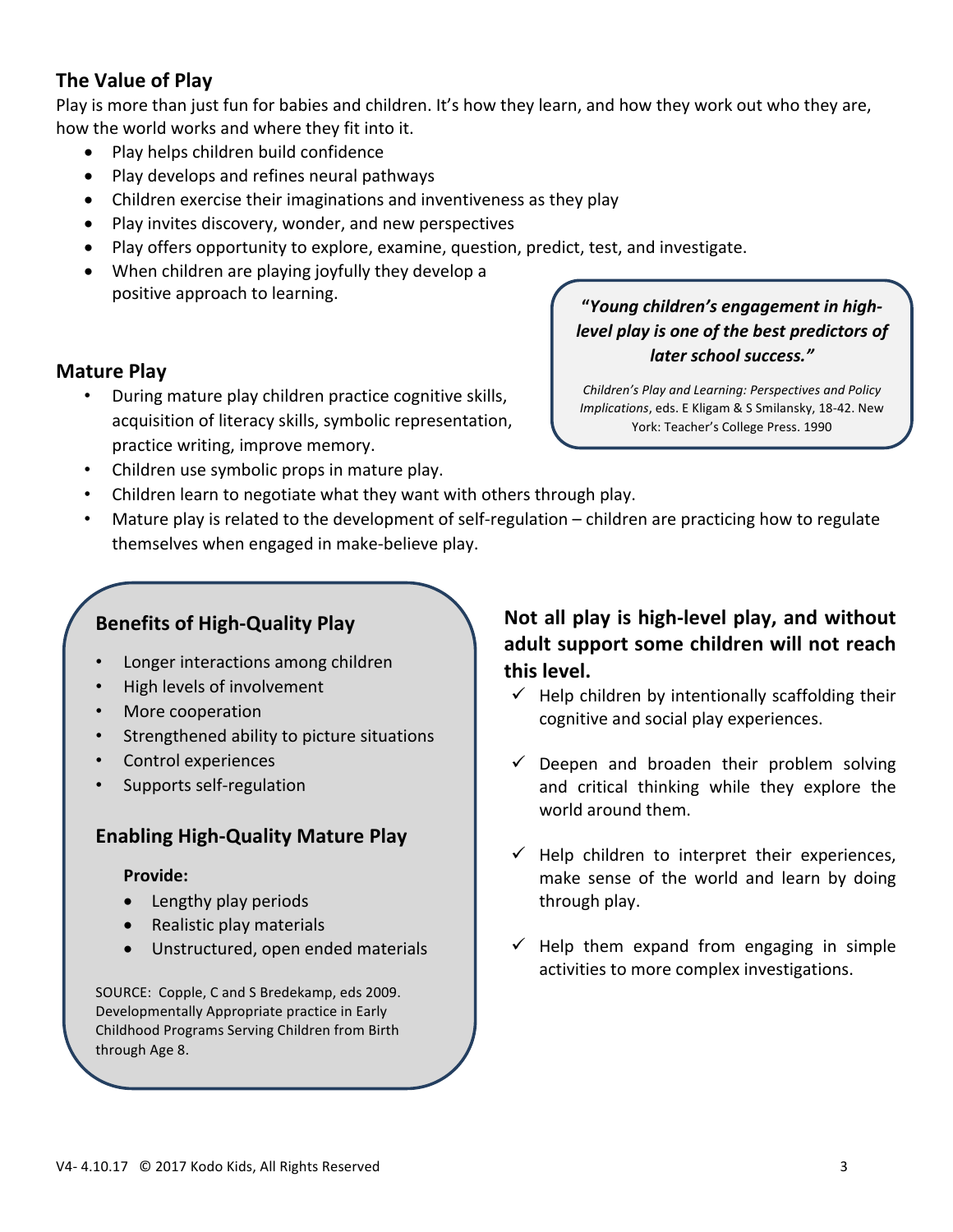## The Value of Play

Play is more than just fun for babies and children. It's how they learn, and how they work out who they are, how the world works and where they fit into it.

- Play helps children build confidence
- Play develops and refines neural pathways
- Children exercise their imaginations and inventiveness as they play
- Play invites discovery, wonder, and new perspectives
- Play offers opportunity to explore, examine, question, predict, test, and investigate.
- When children are playing joyfully they develop a positive approach to learning.

> ***"Young children's engagement in high-level play is one of the best predictors of later school success."***
>
> *Children's Play and Learning: Perspectives and Policy Implications*, eds. E Kligam & S Smilansky, 18-42. New York: Teacher's College Press. 1990

## Mature Play

- During mature play children practice cognitive skills, acquisition of literacy skills, symbolic representation, practice writing, improve memory.
- Children use symbolic props in mature play.
- Children learn to negotiate what they want with others through play.
- Mature play is related to the development of self-regulation – children are practicing how to regulate themselves when engaged in make-believe play.

### Benefits of High-Quality Play

- Longer interactions among children
- High levels of involvement
- More cooperation
- Strengthened ability to picture situations
- Control experiences
- Supports self-regulation

### Enabling High-Quality Mature Play

**Provide:**

- Lengthy play periods
- Realistic play materials
- Unstructured, open ended materials

SOURCE: Copple, C and S Bredekamp, eds 2009. Developmentally Appropriate practice in Early Childhood Programs Serving Children from Birth through Age 8.

### Not all play is high-level play, and without adult support some children will not reach this level.

- ✓ Help children by intentionally scaffolding their cognitive and social play experiences.
- ✓ Deepen and broaden their problem solving and critical thinking while they explore the world around them.
- ✓ Help children to interpret their experiences, make sense of the world and learn by doing through play.
- ✓ Help them expand from engaging in simple activities to more complex investigations.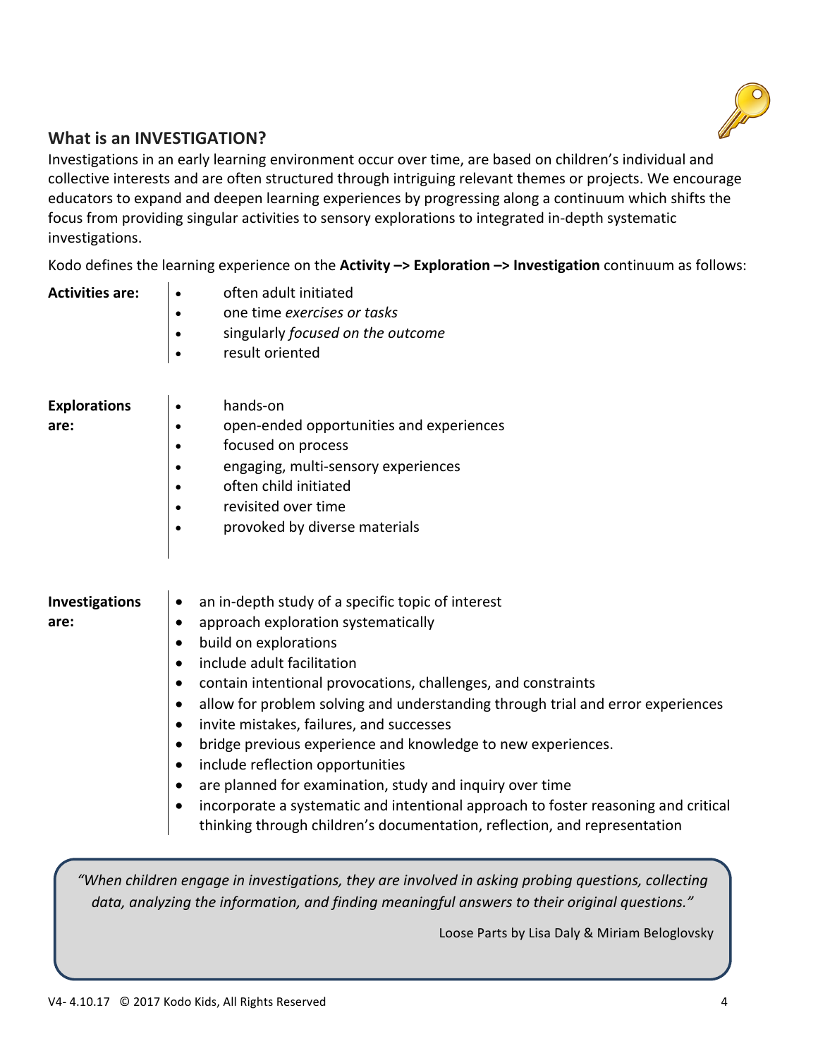## What is an INVESTIGATION?

Investigations in an early learning environment occur over time, are based on children's individual and collective interests and are often structured through intriguing relevant themes or projects. We encourage educators to expand and deepen learning experiences by progressing along a continuum which shifts the focus from providing singular activities to sensory explorations to integrated in-depth systematic investigations.

Kodo defines the learning experience on the **Activity –> Exploration –> Investigation** continuum as follows:

**Activities are:**

- often adult initiated
- one time *exercises or tasks*
- singularly *focused on the outcome*
- result oriented

**Explorations are:**

- hands-on
- open-ended opportunities and experiences
- focused on process
- engaging, multi-sensory experiences
- often child initiated
- revisited over time
- provoked by diverse materials

**Investigations are:**

- an in-depth study of a specific topic of interest
- approach exploration systematically
- build on explorations
- include adult facilitation
- contain intentional provocations, challenges, and constraints
- allow for problem solving and understanding through trial and error experiences
- invite mistakes, failures, and successes
- bridge previous experience and knowledge to new experiences.
- include reflection opportunities
- are planned for examination, study and inquiry over time
- incorporate a systematic and intentional approach to foster reasoning and critical thinking through children's documentation, reflection, and representation

> *"When children engage in investigations, they are involved in asking probing questions, collecting data, analyzing the information, and finding meaningful answers to their original questions."*
>
> Loose Parts by Lisa Daly & Miriam Beloglovsky

V4- 4.10.17 © 2017 Kodo Kids, All Rights Reserved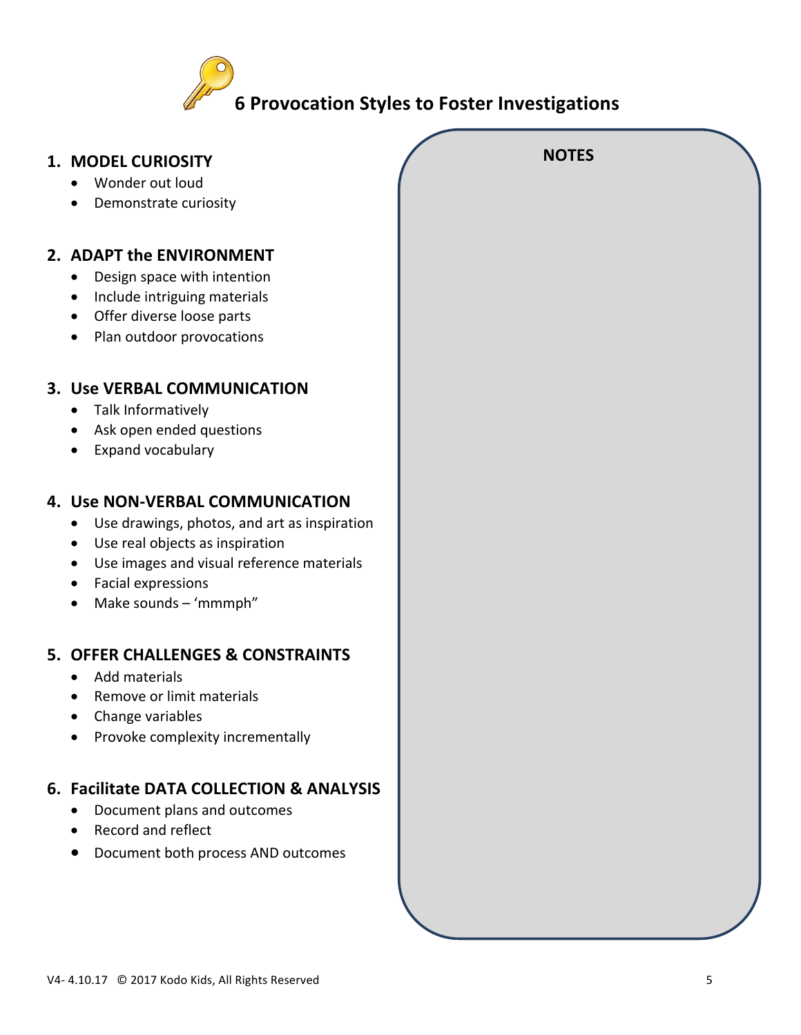# 6 Provocation Styles to Foster Investigations

1. **MODEL CURIOSITY**
   - Wonder out loud
   - Demonstrate curiosity

2. **ADAPT the ENVIRONMENT**
   - Design space with intention
   - Include intriguing materials
   - Offer diverse loose parts
   - Plan outdoor provocations

3. **Use VERBAL COMMUNICATION**
   - Talk Informatively
   - Ask open ended questions
   - Expand vocabulary

4. **Use NON-VERBAL COMMUNICATION**
   - Use drawings, photos, and art as inspiration
   - Use real objects as inspiration
   - Use images and visual reference materials
   - Facial expressions
   - Make sounds – 'mmmph"

5. **OFFER CHALLENGES & CONSTRAINTS**
   - Add materials
   - Remove or limit materials
   - Change variables
   - Provoke complexity incrementally

6. **Facilitate DATA COLLECTION & ANALYSIS**
   - Document plans and outcomes
   - Record and reflect
   - Document both process AND outcomes

**NOTES**

V4- 4.10.17 © 2017 Kodo Kids, All Rights Reserved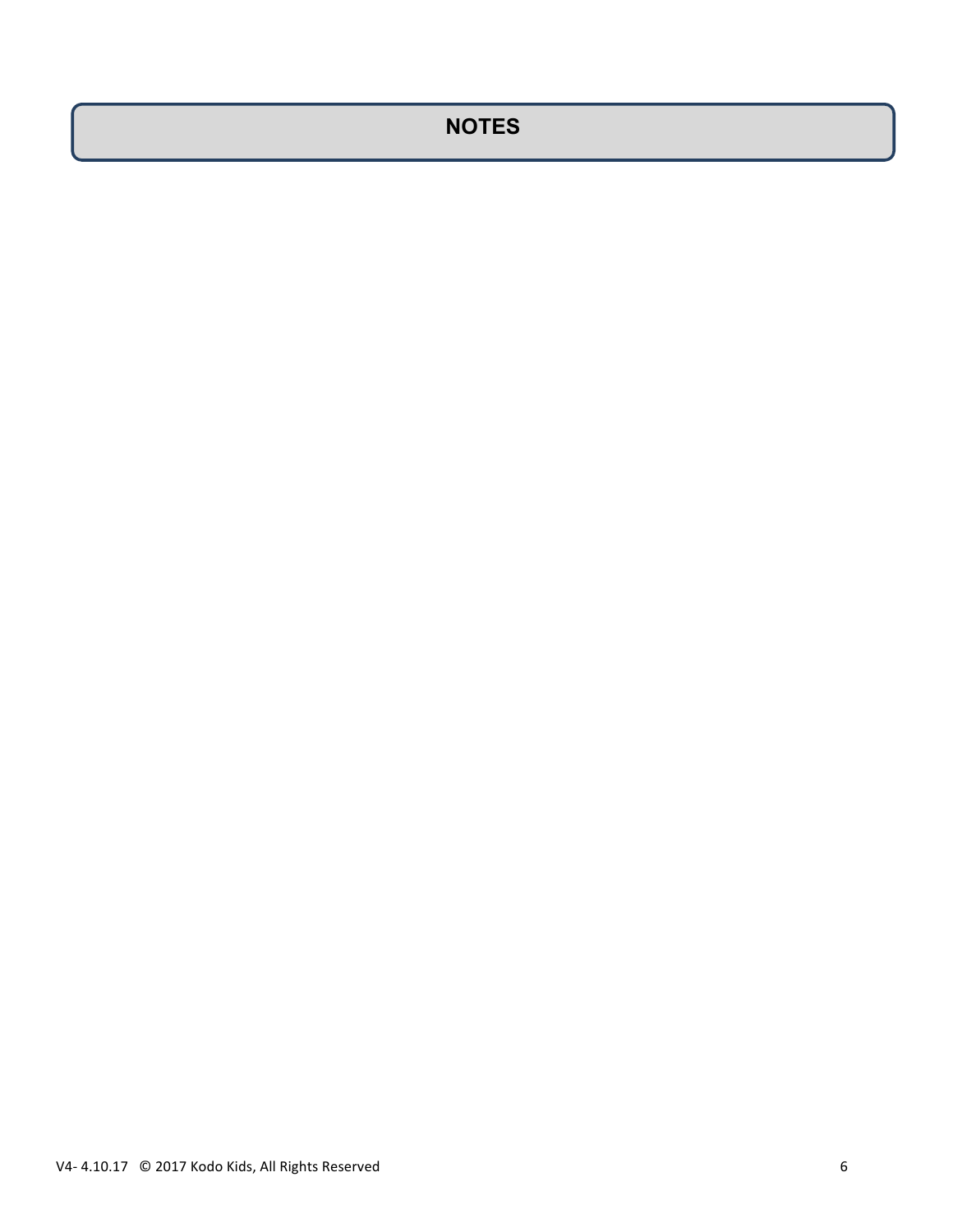## NOTES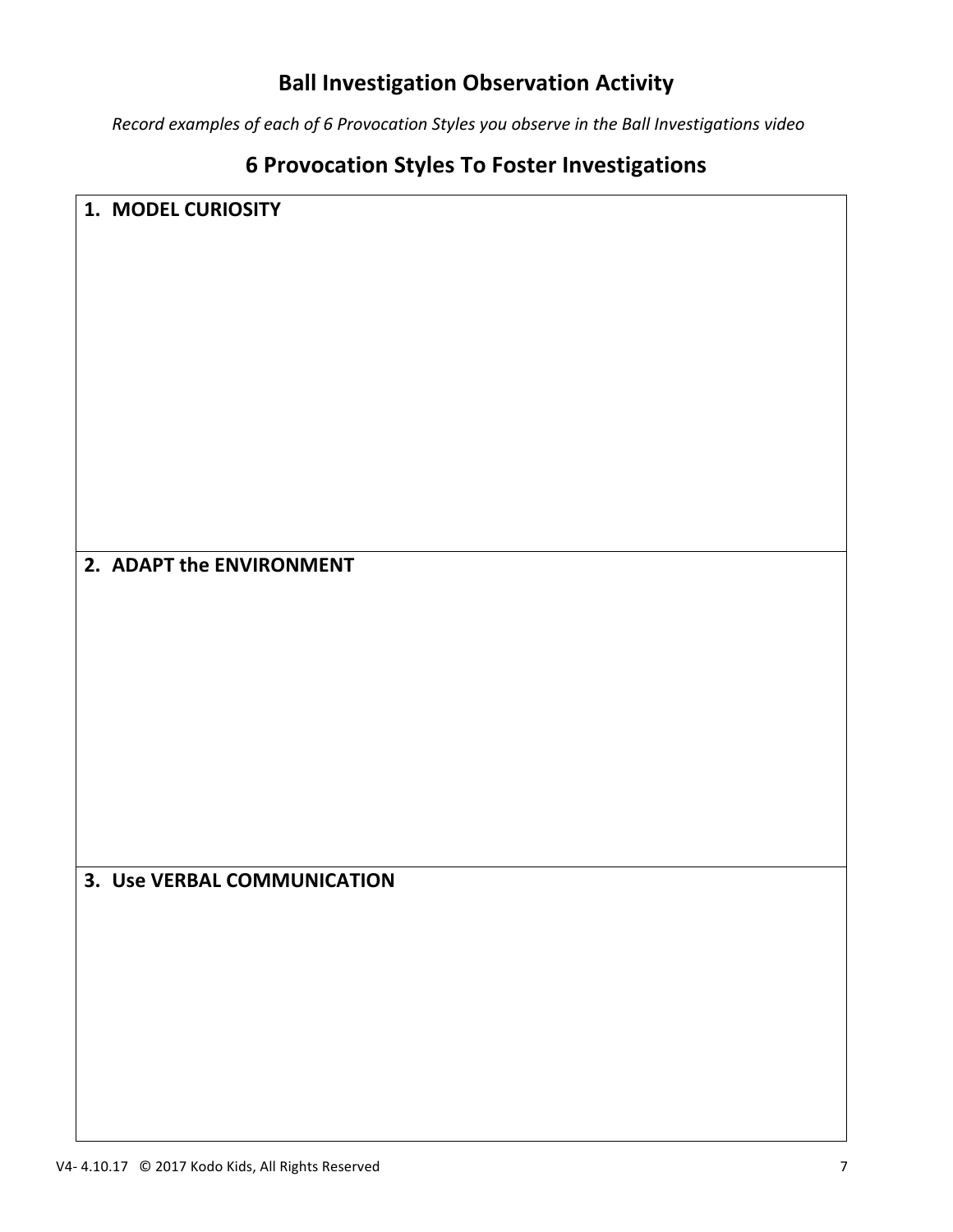## Ball Investigation Observation Activity

*Record examples of each of 6 Provocation Styles you observe in the Ball Investigations video*

## 6 Provocation Styles To Foster Investigations

| **1. MODEL CURIOSITY** |
| --- |
| |
| **2. ADAPT the ENVIRONMENT** |
| |
| **3. Use VERBAL COMMUNICATION** |
| |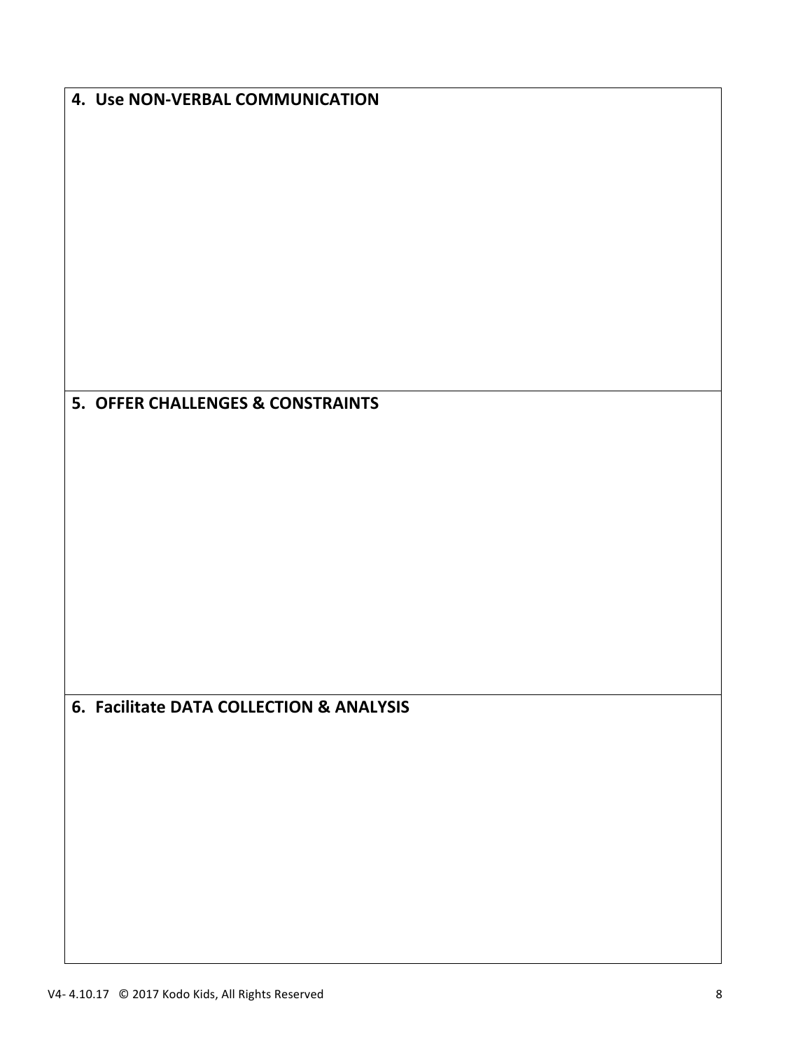**4. Use NON-VERBAL COMMUNICATION**

**5. OFFER CHALLENGES & CONSTRAINTS**

**6. Facilitate DATA COLLECTION & ANALYSIS**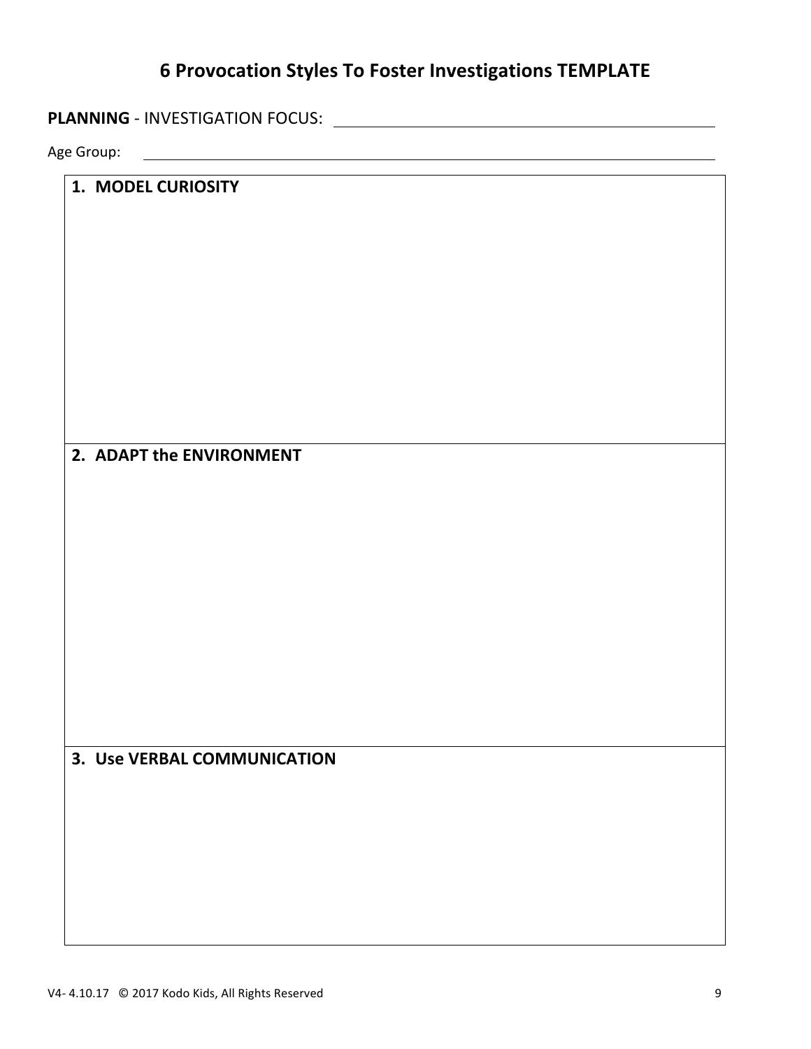# 6 Provocation Styles To Foster Investigations TEMPLATE

**PLANNING** - INVESTIGATION FOCUS: ______________________________

Age Group: ______________________________

| 1. **MODEL CURIOSITY** |
|---|
| |

| 2. **ADAPT the ENVIRONMENT** |
|---|
| |

| 3. **Use VERBAL COMMUNICATION** |
|---|
| |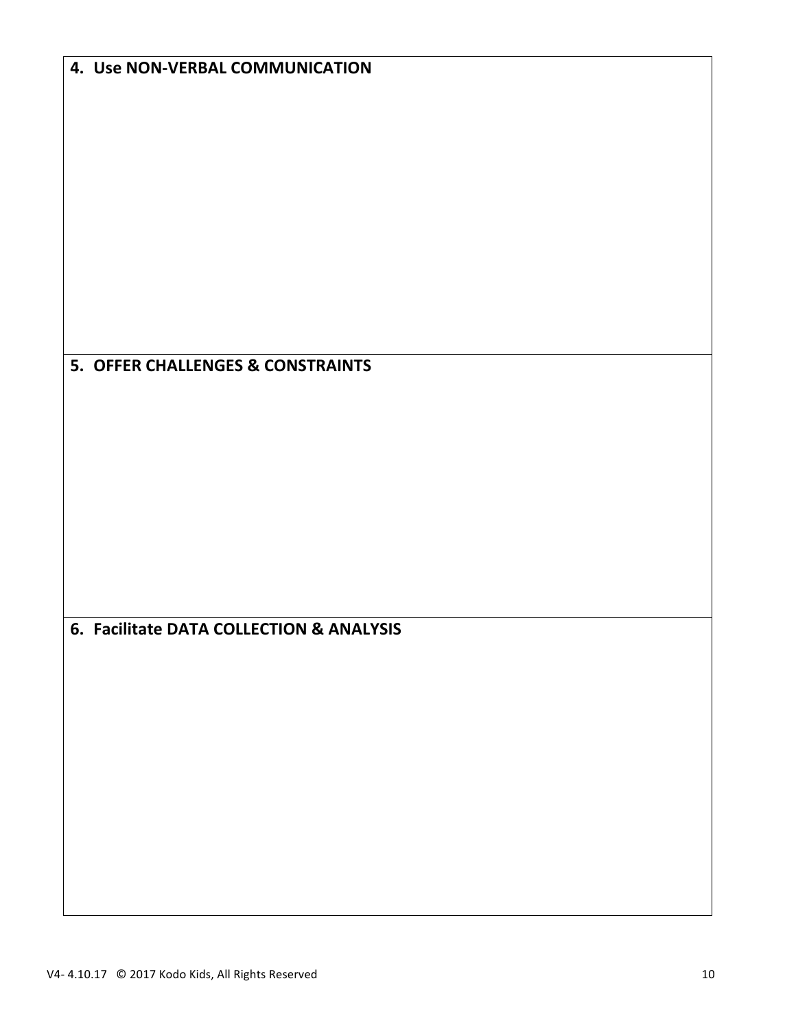4. **Use NON-VERBAL COMMUNICATION**

5. **OFFER CHALLENGES & CONSTRAINTS**

6. **Facilitate DATA COLLECTION & ANALYSIS**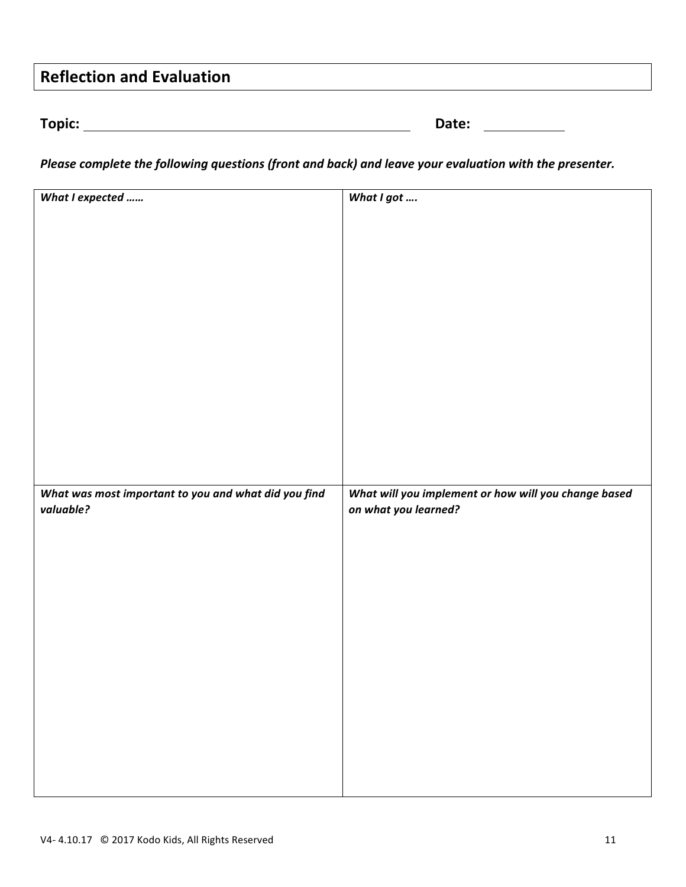## Reflection and Evaluation

**Topic:** ______________________________ **Date:** __________

***Please complete the following questions (front and back) and leave your evaluation with the presenter.***

| *What I expected ……* | *What I got ….* |
| --- | --- |
| | |
| ***What was most important to you and what did you find valuable?*** | ***What will you implement or how will you change based on what you learned?*** |
| | |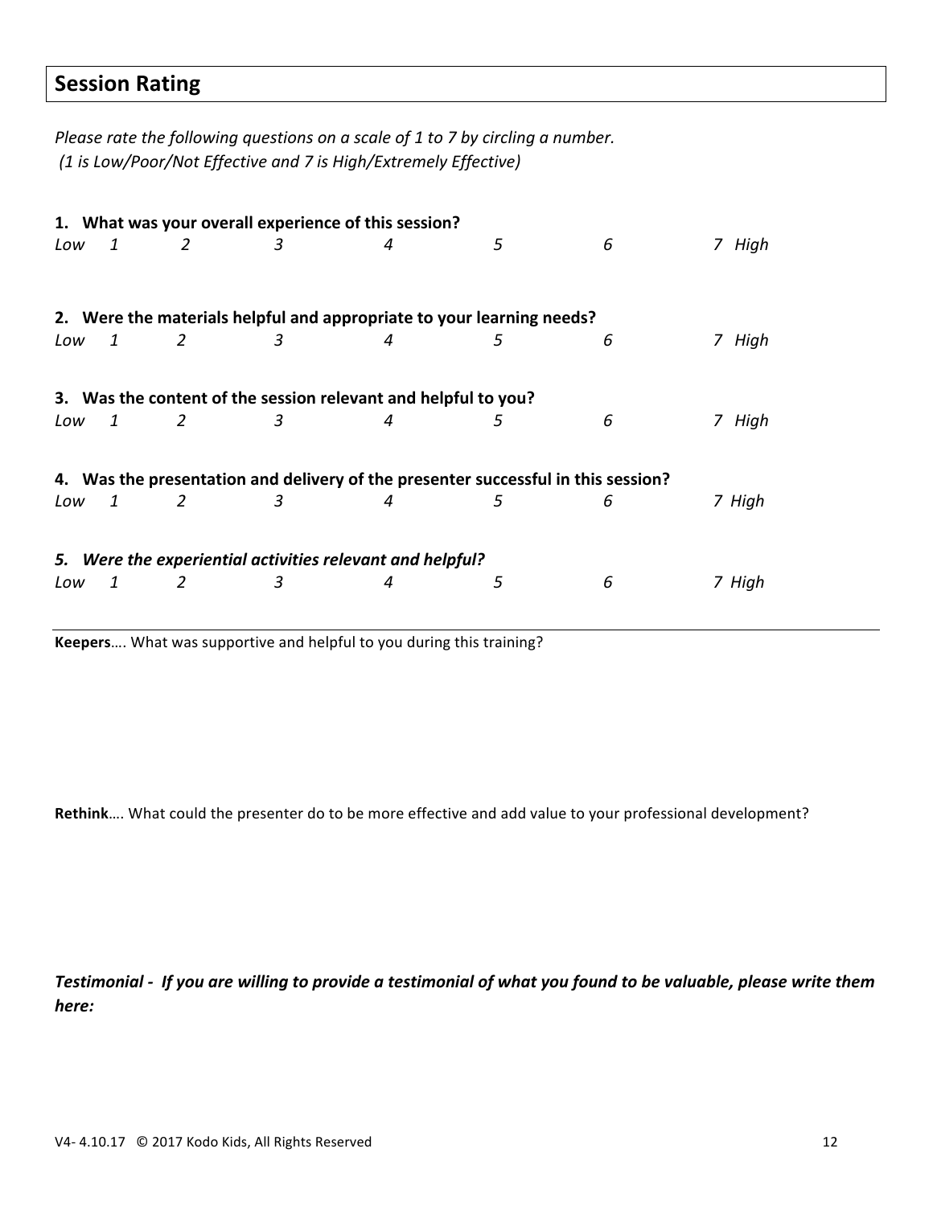## Session Rating

*Please rate the following questions on a scale of 1 to 7 by circling a number.*
*(1 is Low/Poor/Not Effective and 7 is High/Extremely Effective)*

**1. What was your overall experience of this session?**

*Low 1 2 3 4 5 6 7 High*

**2. Were the materials helpful and appropriate to your learning needs?**

*Low 1 2 3 4 5 6 7 High*

**3. Was the content of the session relevant and helpful to you?**

*Low 1 2 3 4 5 6 7 High*

**4. Was the presentation and delivery of the presenter successful in this session?**

*Low 1 2 3 4 5 6 7 High*

***5. Were the experiential activities relevant and helpful?***

*Low 1 2 3 4 5 6 7 High*

---

**Keepers**…. What was supportive and helpful to you during this training?

**Rethink**…. What could the presenter do to be more effective and add value to your professional development?

***Testimonial - If you are willing to provide a testimonial of what you found to be valuable, please write them here:***

V4- 4.10.17 © 2017 Kodo Kids, All Rights Reserved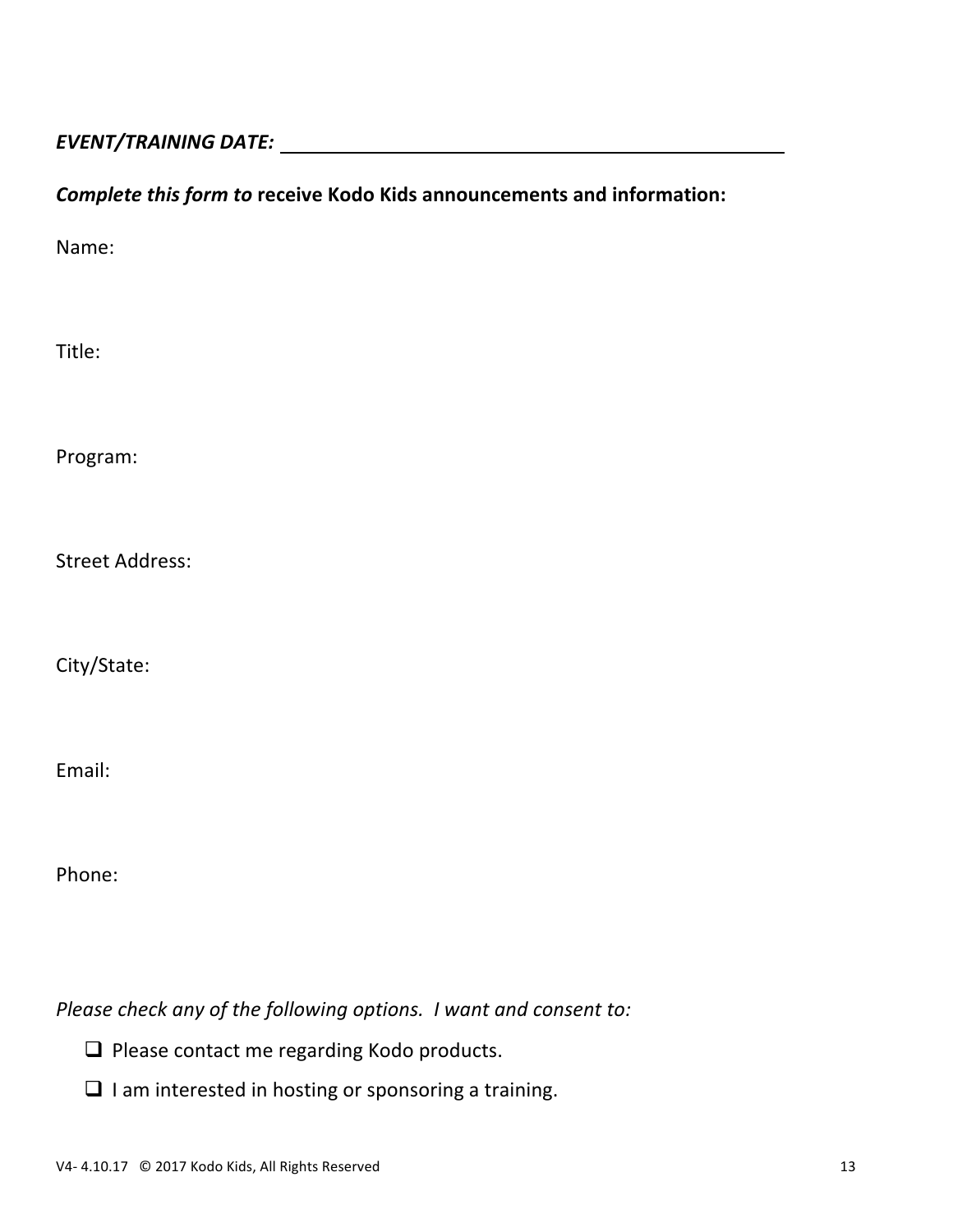***EVENT/TRAINING DATE:*** ______________________________________________

***Complete this form to*** **receive Kodo Kids announcements and information:**

Name:

Title:

Program:

Street Address:

City/State:

Email:

Phone:

*Please check any of the following options. I want and consent to:*

- ❑ Please contact me regarding Kodo products.
- ❑ I am interested in hosting or sponsoring a training.

V4- 4.10.17 © 2017 Kodo Kids, All Rights Reserved